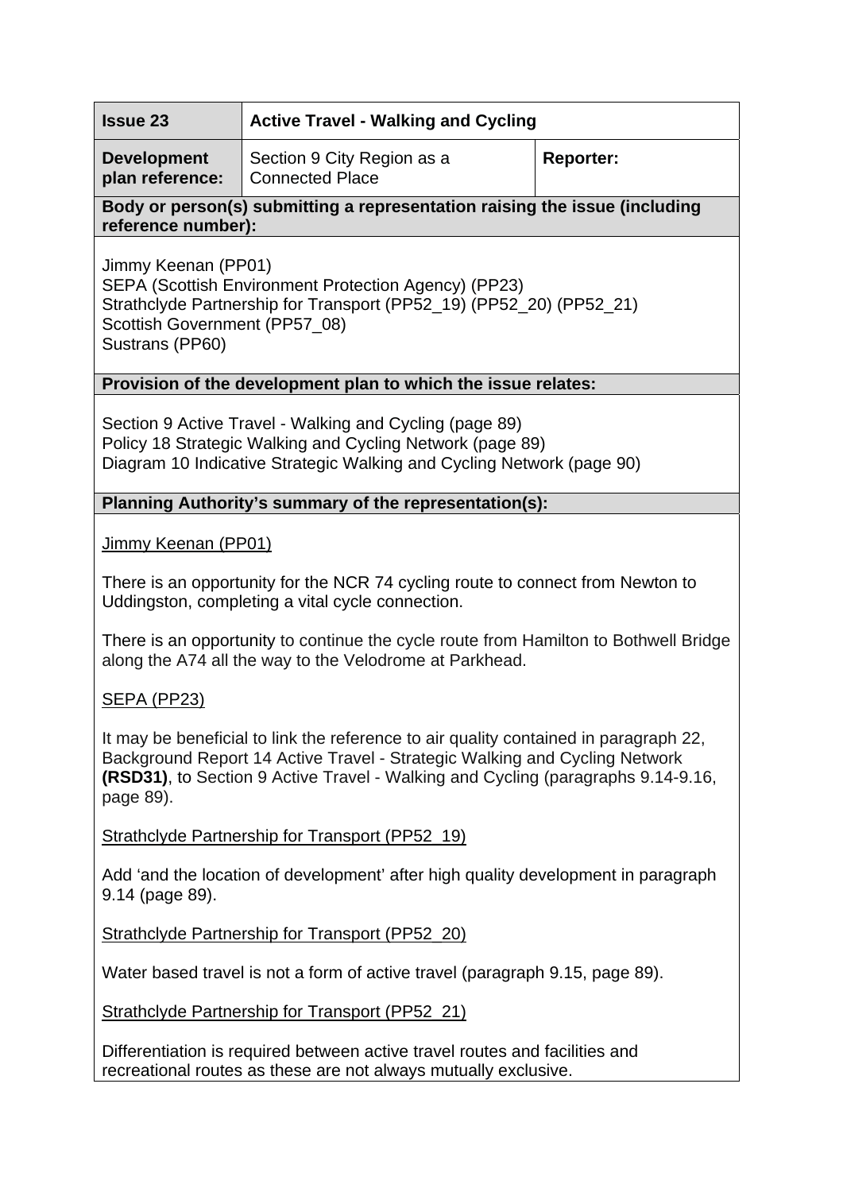| **Issue 23** | **Active Travel - Walking and Cycling** | |
|---|---|---|
| **Development plan reference:** | Section 9 City Region as a Connected Place | **Reporter:** |

**Body or person(s) submitting a representation raising the issue (including reference number):**

Jimmy Keenan (PP01)
SEPA (Scottish Environment Protection Agency) (PP23)
Strathclyde Partnership for Transport (PP52_19) (PP52_20) (PP52_21)
Scottish Government (PP57_08)
Sustrans (PP60)

**Provision of the development plan to which the issue relates:**

Section 9 Active Travel - Walking and Cycling (page 89)
Policy 18 Strategic Walking and Cycling Network (page 89)
Diagram 10 Indicative Strategic Walking and Cycling Network (page 90)

**Planning Authority's summary of the representation(s):**

Jimmy Keenan (PP01)

There is an opportunity for the NCR 74 cycling route to connect from Newton to Uddingston, completing a vital cycle connection.

There is an opportunity to continue the cycle route from Hamilton to Bothwell Bridge along the A74 all the way to the Velodrome at Parkhead.

SEPA (PP23)

It may be beneficial to link the reference to air quality contained in paragraph 22, Background Report 14 Active Travel - Strategic Walking and Cycling Network **(RSD31)**, to Section 9 Active Travel - Walking and Cycling (paragraphs 9.14-9.16, page 89).

Strathclyde Partnership for Transport (PP52_19)

Add 'and the location of development' after high quality development in paragraph 9.14 (page 89).

Strathclyde Partnership for Transport (PP52_20)

Water based travel is not a form of active travel (paragraph 9.15, page 89).

Strathclyde Partnership for Transport (PP52_21)

Differentiation is required between active travel routes and facilities and recreational routes as these are not always mutually exclusive.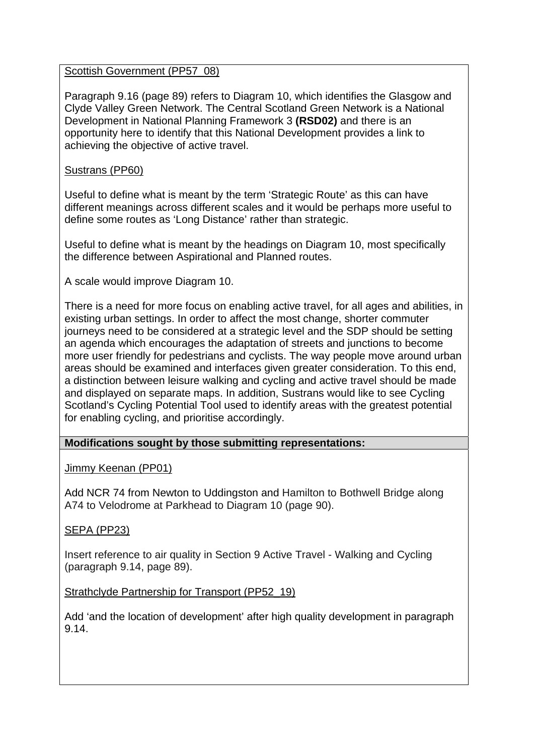Scottish Government (PP57_08)

Paragraph 9.16 (page 89) refers to Diagram 10, which identifies the Glasgow and Clyde Valley Green Network. The Central Scotland Green Network is a National Development in National Planning Framework 3 **(RSD02)** and there is an opportunity here to identify that this National Development provides a link to achieving the objective of active travel.

Sustrans (PP60)

Useful to define what is meant by the term 'Strategic Route' as this can have different meanings across different scales and it would be perhaps more useful to define some routes as 'Long Distance' rather than strategic.

Useful to define what is meant by the headings on Diagram 10, most specifically the difference between Aspirational and Planned routes.

A scale would improve Diagram 10.

There is a need for more focus on enabling active travel, for all ages and abilities, in existing urban settings. In order to affect the most change, shorter commuter journeys need to be considered at a strategic level and the SDP should be setting an agenda which encourages the adaptation of streets and junctions to become more user friendly for pedestrians and cyclists. The way people move around urban areas should be examined and interfaces given greater consideration. To this end, a distinction between leisure walking and cycling and active travel should be made and displayed on separate maps. In addition, Sustrans would like to see Cycling Scotland's Cycling Potential Tool used to identify areas with the greatest potential for enabling cycling, and prioritise accordingly.

**Modifications sought by those submitting representations:**

Jimmy Keenan (PP01)

Add NCR 74 from Newton to Uddingston and Hamilton to Bothwell Bridge along A74 to Velodrome at Parkhead to Diagram 10 (page 90).

SEPA (PP23)

Insert reference to air quality in Section 9 Active Travel - Walking and Cycling (paragraph 9.14, page 89).

Strathclyde Partnership for Transport (PP52_19)

Add 'and the location of development' after high quality development in paragraph 9.14.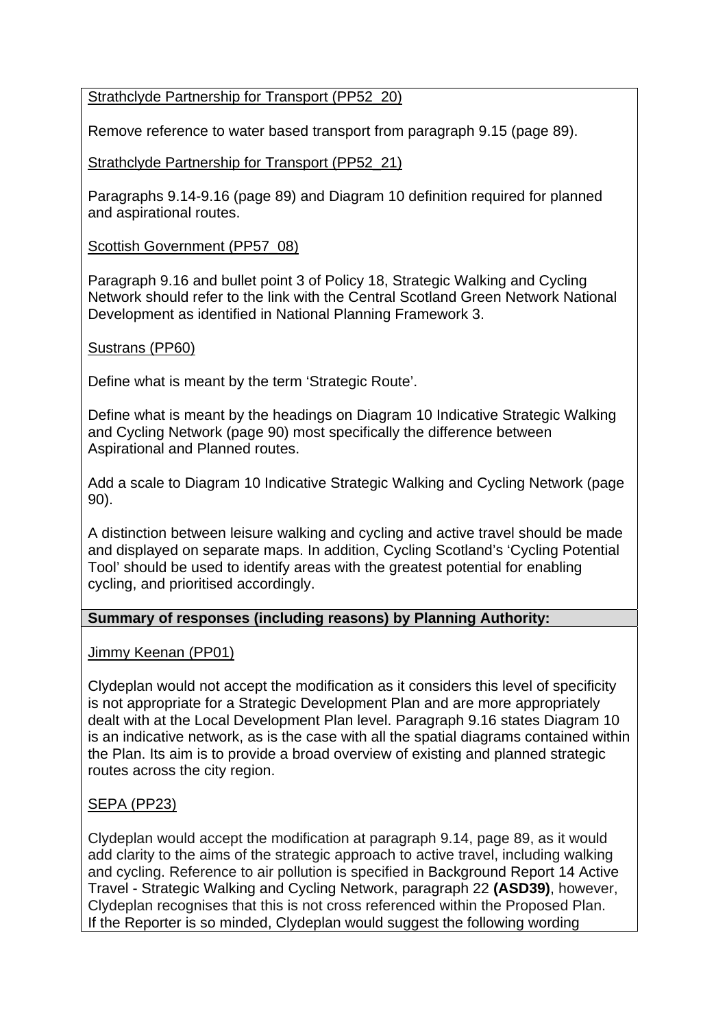Strathclyde Partnership for Transport (PP52_20)

Remove reference to water based transport from paragraph 9.15 (page 89).

Strathclyde Partnership for Transport (PP52_21)

Paragraphs 9.14-9.16 (page 89) and Diagram 10 definition required for planned and aspirational routes.

Scottish Government (PP57_08)

Paragraph 9.16 and bullet point 3 of Policy 18, Strategic Walking and Cycling Network should refer to the link with the Central Scotland Green Network National Development as identified in National Planning Framework 3.

Sustrans (PP60)

Define what is meant by the term 'Strategic Route'.

Define what is meant by the headings on Diagram 10 Indicative Strategic Walking and Cycling Network (page 90) most specifically the difference between Aspirational and Planned routes.

Add a scale to Diagram 10 Indicative Strategic Walking and Cycling Network (page 90).

A distinction between leisure walking and cycling and active travel should be made and displayed on separate maps. In addition, Cycling Scotland's 'Cycling Potential Tool' should be used to identify areas with the greatest potential for enabling cycling, and prioritised accordingly.

**Summary of responses (including reasons) by Planning Authority:**

Jimmy Keenan (PP01)

Clydeplan would not accept the modification as it considers this level of specificity is not appropriate for a Strategic Development Plan and are more appropriately dealt with at the Local Development Plan level. Paragraph 9.16 states Diagram 10 is an indicative network, as is the case with all the spatial diagrams contained within the Plan. Its aim is to provide a broad overview of existing and planned strategic routes across the city region.

SEPA (PP23)

Clydeplan would accept the modification at paragraph 9.14, page 89, as it would add clarity to the aims of the strategic approach to active travel, including walking and cycling. Reference to air pollution is specified in Background Report 14 Active Travel - Strategic Walking and Cycling Network, paragraph 22 **(ASD39)**, however, Clydeplan recognises that this is not cross referenced within the Proposed Plan. If the Reporter is so minded, Clydeplan would suggest the following wording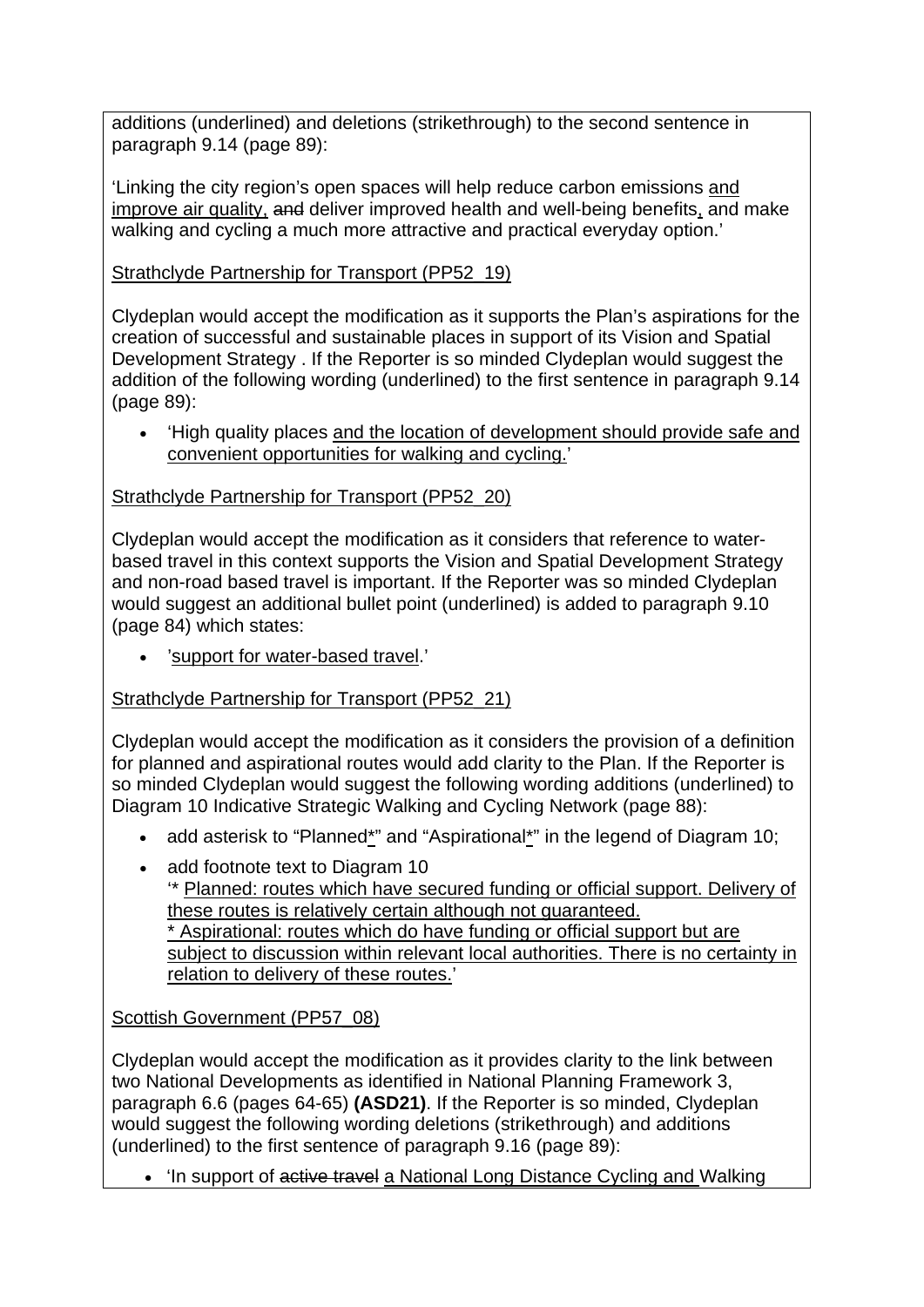additions (underlined) and deletions (strikethrough) to the second sentence in paragraph 9.14 (page 89):

'Linking the city region's open spaces will help reduce carbon emissions <u>and improve air quality,</u> ~~and~~ deliver improved health and well-being benefits<u>,</u> and make walking and cycling a much more attractive and practical everyday option.'

<u>Strathclyde Partnership for Transport (PP52_19)</u>

Clydeplan would accept the modification as it supports the Plan's aspirations for the creation of successful and sustainable places in support of its Vision and Spatial Development Strategy . If the Reporter is so minded Clydeplan would suggest the addition of the following wording (underlined) to the first sentence in paragraph 9.14 (page 89):

- 'High quality places <u>and the location of development should provide safe and convenient opportunities for walking and cycling.</u>'

<u>Strathclyde Partnership for Transport (PP52_20)</u>

Clydeplan would accept the modification as it considers that reference to water-based travel in this context supports the Vision and Spatial Development Strategy and non-road based travel is important. If the Reporter was so minded Clydeplan would suggest an additional bullet point (underlined) is added to paragraph 9.10 (page 84) which states:

- '<u>support for water-based travel</u>.'

<u>Strathclyde Partnership for Transport (PP52_21)</u>

Clydeplan would accept the modification as it considers the provision of a definition for planned and aspirational routes would add clarity to the Plan. If the Reporter is so minded Clydeplan would suggest the following wording additions (underlined) to Diagram 10 Indicative Strategic Walking and Cycling Network (page 88):

- add asterisk to "Planned<u>*</u>" and "Aspirational<u>*</u>" in the legend of Diagram 10;
- add footnote text to Diagram 10
  '* <u>Planned: routes which have secured funding or official support. Delivery of these routes is relatively certain although not guaranteed.</u>
  <u>* Aspirational: routes which do have funding or official support but are subject to discussion within relevant local authorities. There is no certainty in relation to delivery of these routes.</u>'

<u>Scottish Government (PP57_08)</u>

Clydeplan would accept the modification as it provides clarity to the link between two National Developments as identified in National Planning Framework 3, paragraph 6.6 (pages 64-65) **(ASD21)**. If the Reporter is so minded, Clydeplan would suggest the following wording deletions (strikethrough) and additions (underlined) to the first sentence of paragraph 9.16 (page 89):

- 'In support of ~~active travel~~ <u>a National Long Distance Cycling and</u> Walking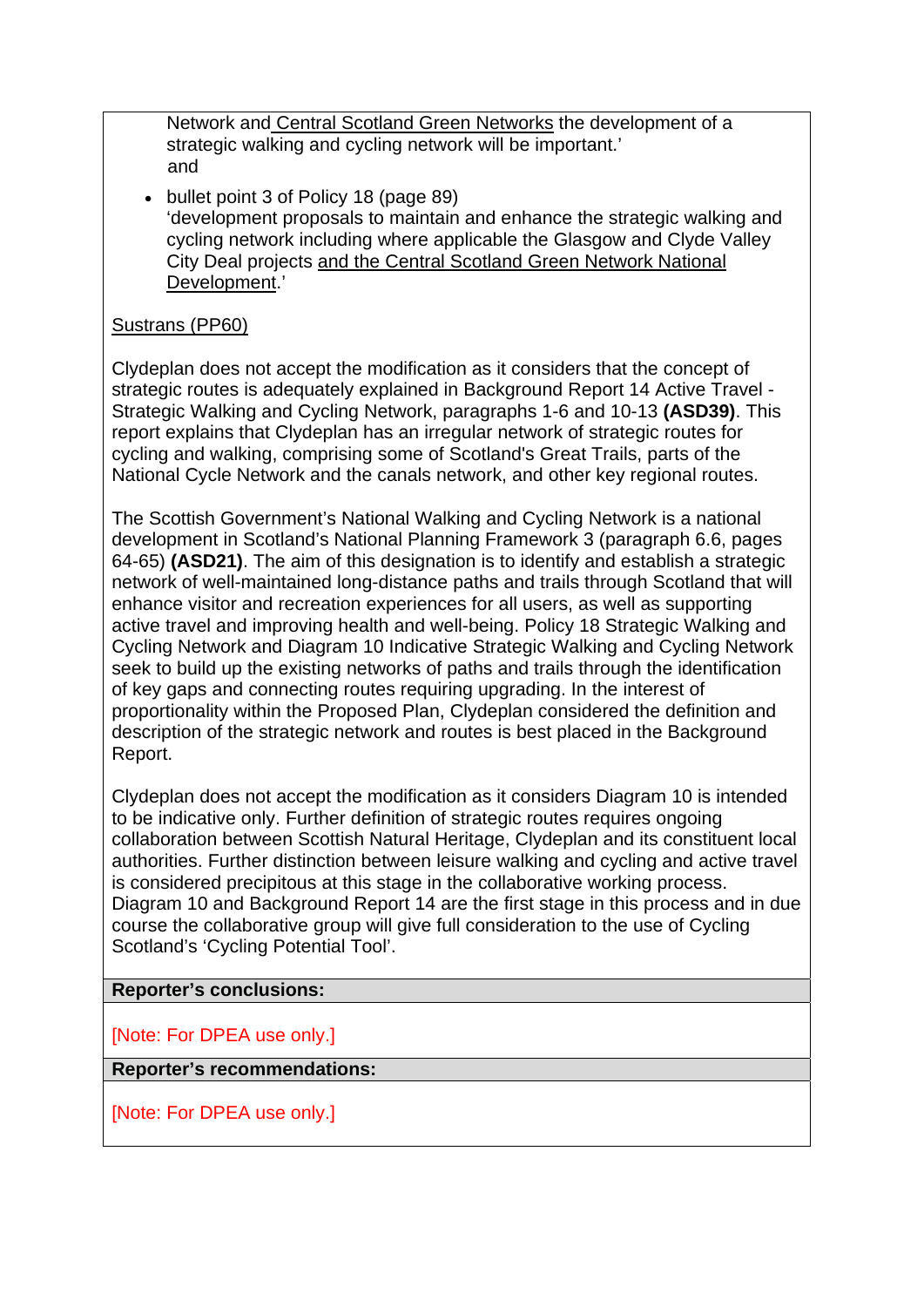Network and Central Scotland Green Networks the development of a strategic walking and cycling network will be important.'
and

- bullet point 3 of Policy 18 (page 89)
'development proposals to maintain and enhance the strategic walking and cycling network including where applicable the Glasgow and Clyde Valley City Deal projects and the Central Scotland Green Network National Development.'

Sustrans (PP60)

Clydeplan does not accept the modification as it considers that the concept of strategic routes is adequately explained in Background Report 14 Active Travel - Strategic Walking and Cycling Network, paragraphs 1-6 and 10-13 **(ASD39)**. This report explains that Clydeplan has an irregular network of strategic routes for cycling and walking, comprising some of Scotland's Great Trails, parts of the National Cycle Network and the canals network, and other key regional routes.

The Scottish Government's National Walking and Cycling Network is a national development in Scotland's National Planning Framework 3 (paragraph 6.6, pages 64-65) **(ASD21)**. The aim of this designation is to identify and establish a strategic network of well-maintained long-distance paths and trails through Scotland that will enhance visitor and recreation experiences for all users, as well as supporting active travel and improving health and well-being. Policy 18 Strategic Walking and Cycling Network and Diagram 10 Indicative Strategic Walking and Cycling Network seek to build up the existing networks of paths and trails through the identification of key gaps and connecting routes requiring upgrading. In the interest of proportionality within the Proposed Plan, Clydeplan considered the definition and description of the strategic network and routes is best placed in the Background Report.

Clydeplan does not accept the modification as it considers Diagram 10 is intended to be indicative only. Further definition of strategic routes requires ongoing collaboration between Scottish Natural Heritage, Clydeplan and its constituent local authorities. Further distinction between leisure walking and cycling and active travel is considered precipitous at this stage in the collaborative working process. Diagram 10 and Background Report 14 are the first stage in this process and in due course the collaborative group will give full consideration to the use of Cycling Scotland's 'Cycling Potential Tool'.

**Reporter's conclusions:**

[Note: For DPEA use only.]

**Reporter's recommendations:**

[Note: For DPEA use only.]